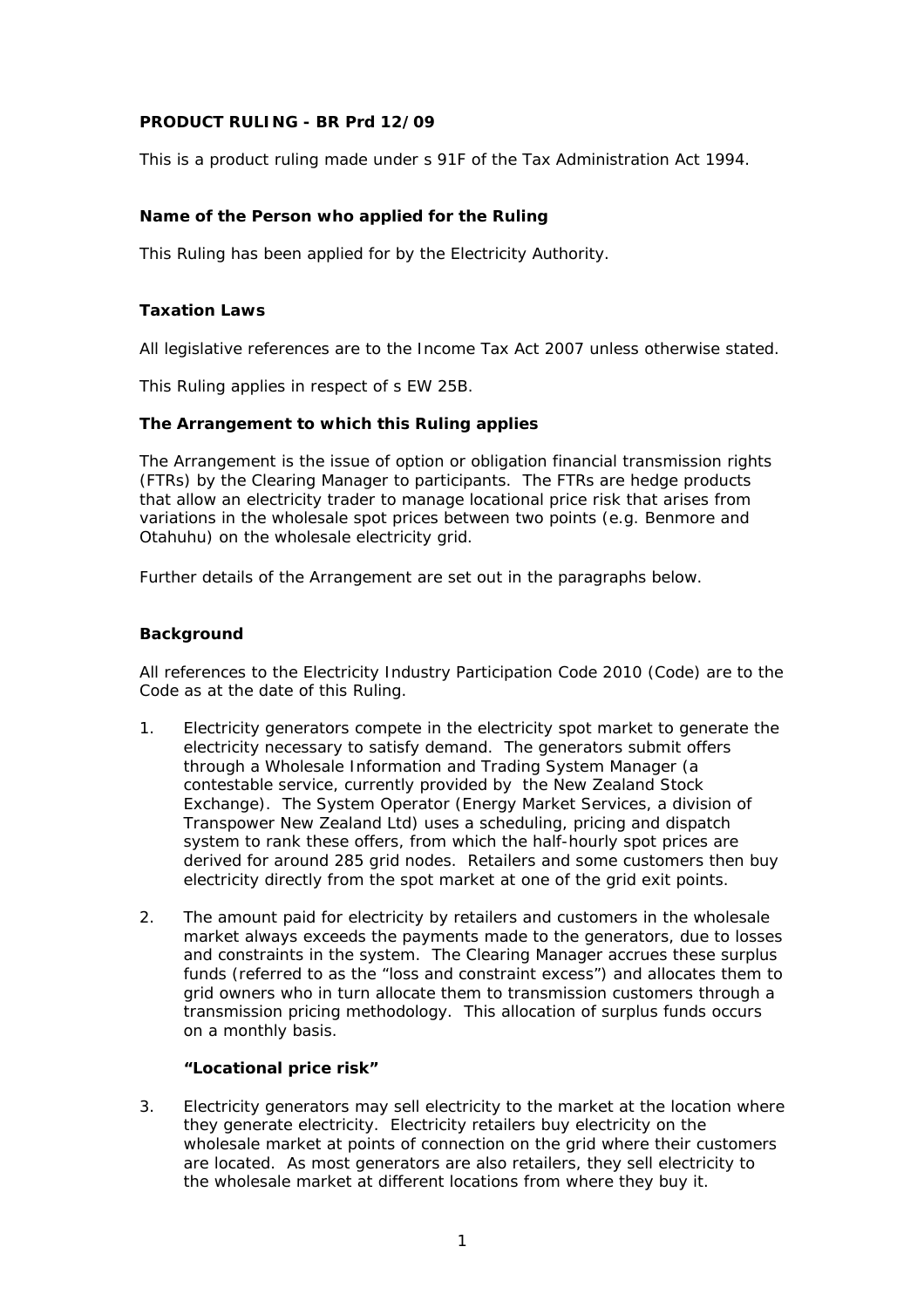**PRODUCT RULING - BR Prd 12/09**

This is a product ruling made under s 91F of the Tax Administration Act 1994.

**Name of the Person who applied for the Ruling**

This Ruling has been applied for by the Electricity Authority.

**Taxation Laws**

All legislative references are to the Income Tax Act 2007 unless otherwise stated.

This Ruling applies in respect of s EW 25B.

**The Arrangement to which this Ruling applies**

The Arrangement is the issue of option or obligation financial transmission rights (FTRs) by the Clearing Manager to participants. The FTRs are hedge products that allow an electricity trader to manage locational price risk that arises from variations in the wholesale spot prices between two points (e.g. Benmore and Otahuhu) on the wholesale electricity grid.

Further details of the Arrangement are set out in the paragraphs below.

**Background**

All references to the Electricity Industry Participation Code 2010 (Code) are to the Code as at the date of this Ruling.

1. Electricity generators compete in the electricity spot market to generate the electricity necessary to satisfy demand. The generators submit offers through a Wholesale Information and Trading System Manager (a contestable service, currently provided by the New Zealand Stock Exchange). The System Operator (Energy Market Services, a division of Transpower New Zealand Ltd) uses a scheduling, pricing and dispatch system to rank these offers, from which the half-hourly spot prices are derived for around 285 grid nodes. Retailers and some customers then buy electricity directly from the spot market at one of the grid exit points.

2. The amount paid for electricity by retailers and customers in the wholesale market always exceeds the payments made to the generators, due to losses and constraints in the system. The Clearing Manager accrues these surplus funds (referred to as the "loss and constraint excess") and allocates them to grid owners who in turn allocate them to transmission customers through a transmission pricing methodology. This allocation of surplus funds occurs on a monthly basis.

   ***"Locational price risk"***

3. Electricity generators may sell electricity to the market at the location where they generate electricity. Electricity retailers buy electricity on the wholesale market at points of connection on the grid where their customers are located. As most generators are also retailers, they sell electricity to the wholesale market at different locations from where they buy it.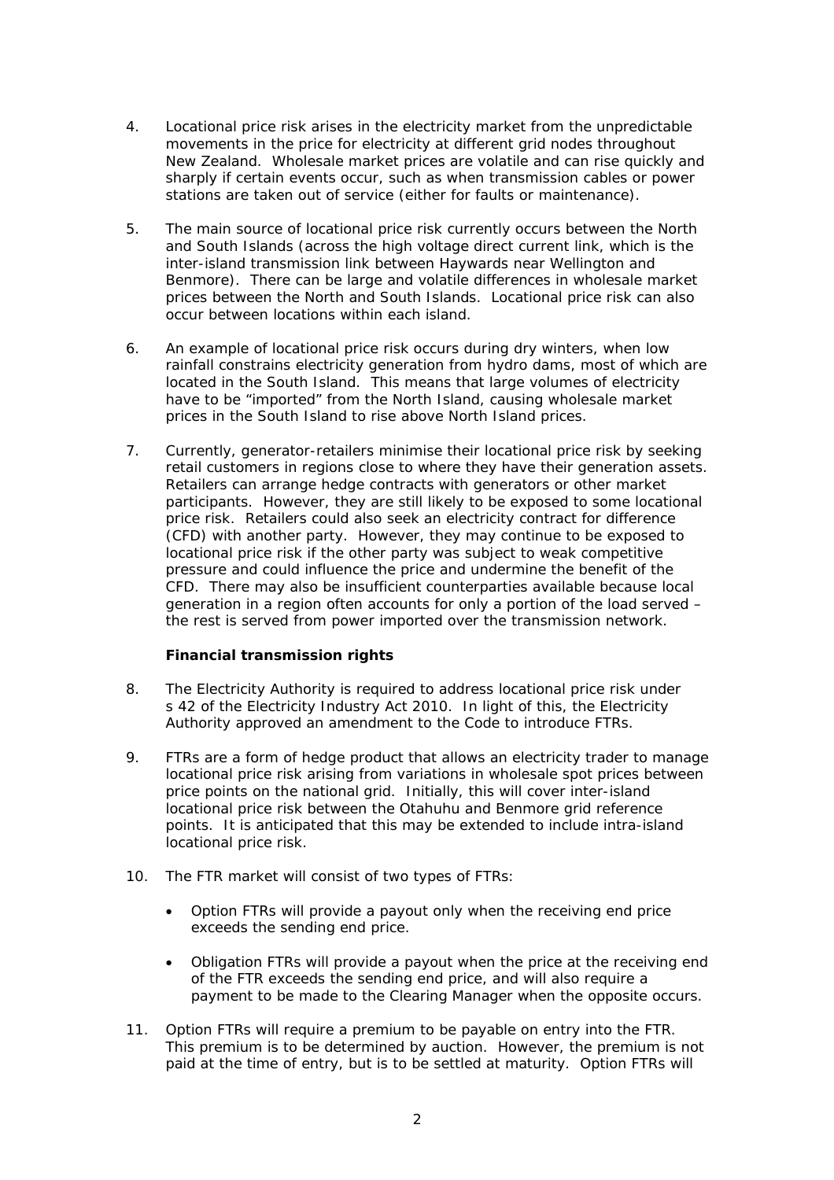4. Locational price risk arises in the electricity market from the unpredictable movements in the price for electricity at different grid nodes throughout New Zealand. Wholesale market prices are volatile and can rise quickly and sharply if certain events occur, such as when transmission cables or power stations are taken out of service (either for faults or maintenance).

5. The main source of locational price risk currently occurs between the North and South Islands (across the high voltage direct current link, which is the inter-island transmission link between Haywards near Wellington and Benmore). There can be large and volatile differences in wholesale market prices between the North and South Islands. Locational price risk can also occur between locations within each island.

6. An example of locational price risk occurs during dry winters, when low rainfall constrains electricity generation from hydro dams, most of which are located in the South Island. This means that large volumes of electricity have to be "imported" from the North Island, causing wholesale market prices in the South Island to rise above North Island prices.

7. Currently, generator-retailers minimise their locational price risk by seeking retail customers in regions close to where they have their generation assets. Retailers can arrange hedge contracts with generators or other market participants. However, they are still likely to be exposed to some locational price risk. Retailers could also seek an electricity contract for difference (CFD) with another party. However, they may continue to be exposed to locational price risk if the other party was subject to weak competitive pressure and could influence the price and undermine the benefit of the CFD. There may also be insufficient counterparties available because local generation in a region often accounts for only a portion of the load served – the rest is served from power imported over the transmission network.

**Financial transmission rights**

8. The Electricity Authority is required to address locational price risk under s 42 of the Electricity Industry Act 2010. In light of this, the Electricity Authority approved an amendment to the Code to introduce FTRs.

9. FTRs are a form of hedge product that allows an electricity trader to manage locational price risk arising from variations in wholesale spot prices between price points on the national grid. Initially, this will cover inter-island locational price risk between the Otahuhu and Benmore grid reference points. It is anticipated that this may be extended to include intra-island locational price risk.

10. The FTR market will consist of two types of FTRs:

    - Option FTRs will provide a payout only when the receiving end price exceeds the sending end price.

    - Obligation FTRs will provide a payout when the price at the receiving end of the FTR exceeds the sending end price, and will also require a payment to be made to the Clearing Manager when the opposite occurs.

11. Option FTRs will require a premium to be payable on entry into the FTR. This premium is to be determined by auction. However, the premium is not paid at the time of entry, but is to be settled at maturity. Option FTRs will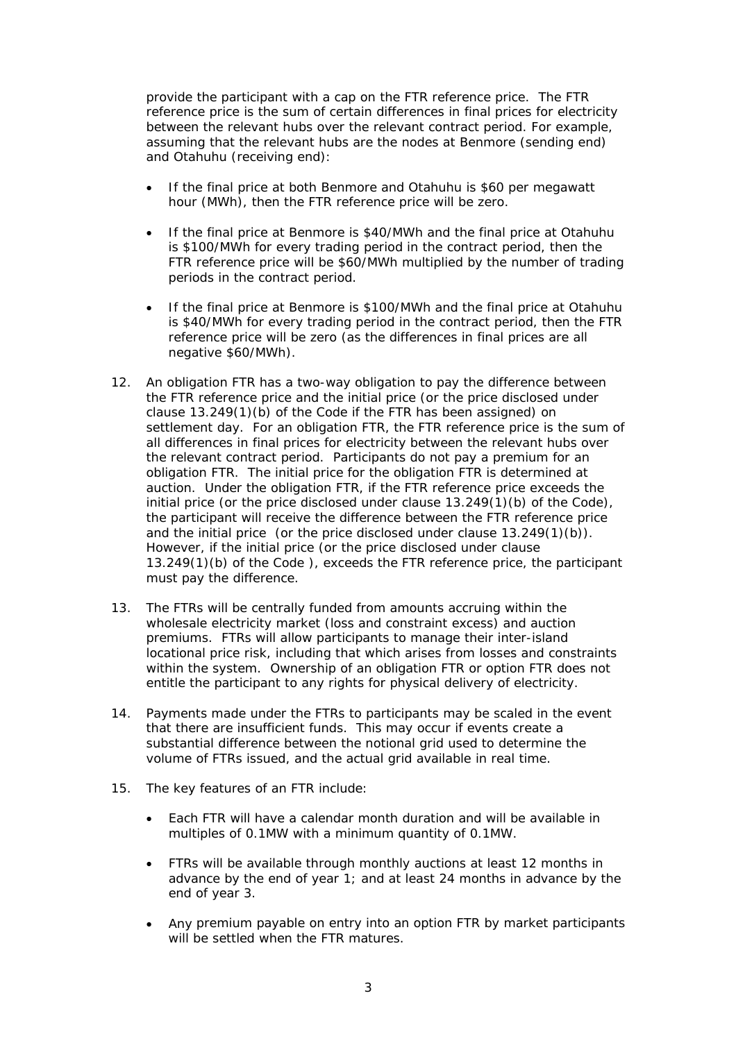provide the participant with a cap on the FTR reference price. The FTR reference price is the sum of certain differences in final prices for electricity between the relevant hubs over the relevant contract period. For example, assuming that the relevant hubs are the nodes at Benmore (sending end) and Otahuhu (receiving end):

- If the final price at both Benmore and Otahuhu is $60 per megawatt hour (MWh), then the FTR reference price will be zero.
- If the final price at Benmore is $40/MWh and the final price at Otahuhu is $100/MWh for every trading period in the contract period, then the FTR reference price will be $60/MWh multiplied by the number of trading periods in the contract period.
- If the final price at Benmore is $100/MWh and the final price at Otahuhu is $40/MWh for every trading period in the contract period, then the FTR reference price will be zero (as the differences in final prices are all negative $60/MWh).

12. An obligation FTR has a two-way obligation to pay the difference between the FTR reference price and the initial price (or the price disclosed under clause 13.249(1)(b) of the Code if the FTR has been assigned) on settlement day. For an obligation FTR, the FTR reference price is the sum of all differences in final prices for electricity between the relevant hubs over the relevant contract period. Participants do not pay a premium for an obligation FTR. The initial price for the obligation FTR is determined at auction. Under the obligation FTR, if the FTR reference price exceeds the initial price (or the price disclosed under clause 13.249(1)(b) of the Code), the participant will receive the difference between the FTR reference price and the initial price (or the price disclosed under clause 13.249(1)(b)). However, if the initial price (or the price disclosed under clause 13.249(1)(b) of the Code ), exceeds the FTR reference price, the participant must pay the difference.

13. The FTRs will be centrally funded from amounts accruing within the wholesale electricity market (loss and constraint excess) and auction premiums. FTRs will allow participants to manage their inter-island locational price risk, including that which arises from losses and constraints within the system. Ownership of an obligation FTR or option FTR does not entitle the participant to any rights for physical delivery of electricity.

14. Payments made under the FTRs to participants may be scaled in the event that there are insufficient funds. This may occur if events create a substantial difference between the notional grid used to determine the volume of FTRs issued, and the actual grid available in real time.

15. The key features of an FTR include:

    - Each FTR will have a calendar month duration and will be available in multiples of 0.1MW with a minimum quantity of 0.1MW.
    - FTRs will be available through monthly auctions at least 12 months in advance by the end of year 1; and at least 24 months in advance by the end of year 3.
    - Any premium payable on entry into an option FTR by market participants will be settled when the FTR matures.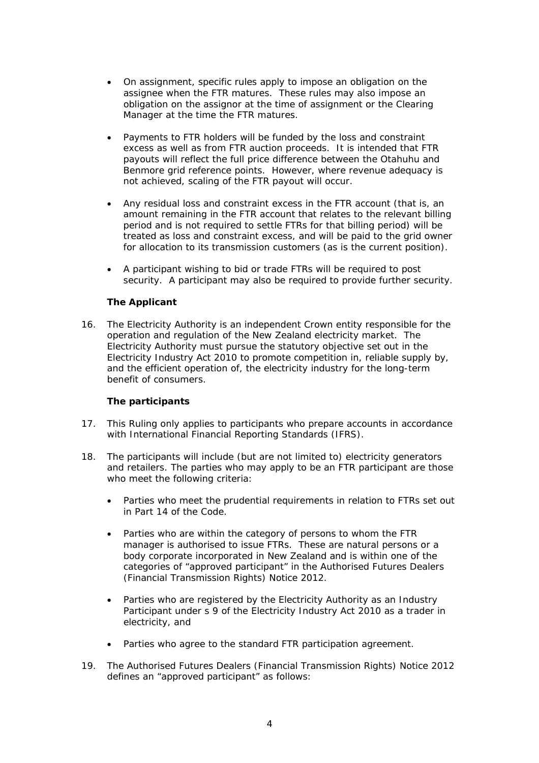- On assignment, specific rules apply to impose an obligation on the assignee when the FTR matures. These rules may also impose an obligation on the assignor at the time of assignment or the Clearing Manager at the time the FTR matures.

- Payments to FTR holders will be funded by the loss and constraint excess as well as from FTR auction proceeds. It is intended that FTR payouts will reflect the full price difference between the Otahuhu and Benmore grid reference points. However, where revenue adequacy is not achieved, scaling of the FTR payout will occur.

- Any residual loss and constraint excess in the FTR account (that is, an amount remaining in the FTR account that relates to the relevant billing period and is not required to settle FTRs for that billing period) will be treated as loss and constraint excess, and will be paid to the grid owner for allocation to its transmission customers (as is the current position).

- A participant wishing to bid or trade FTRs will be required to post security. A participant may also be required to provide further security.

### The Applicant

16. The Electricity Authority is an independent Crown entity responsible for the operation and regulation of the New Zealand electricity market. The Electricity Authority must pursue the statutory objective set out in the Electricity Industry Act 2010 to promote competition in, reliable supply by, and the efficient operation of, the electricity industry for the long-term benefit of consumers.

### The participants

17. This Ruling only applies to participants who prepare accounts in accordance with International Financial Reporting Standards (IFRS).

18. The participants will include (but are not limited to) electricity generators and retailers. The parties who may apply to be an FTR participant are those who meet the following criteria:

    - Parties who meet the prudential requirements in relation to FTRs set out in Part 14 of the Code.

    - Parties who are within the category of persons to whom the FTR manager is authorised to issue FTRs. These are natural persons or a body corporate incorporated in New Zealand and is within one of the categories of "approved participant" in the Authorised Futures Dealers (Financial Transmission Rights) Notice 2012.

    - Parties who are registered by the Electricity Authority as an Industry Participant under s 9 of the Electricity Industry Act 2010 as a trader in electricity, and

    - Parties who agree to the standard FTR participation agreement.

19. The Authorised Futures Dealers (Financial Transmission Rights) Notice 2012 defines an "approved participant" as follows: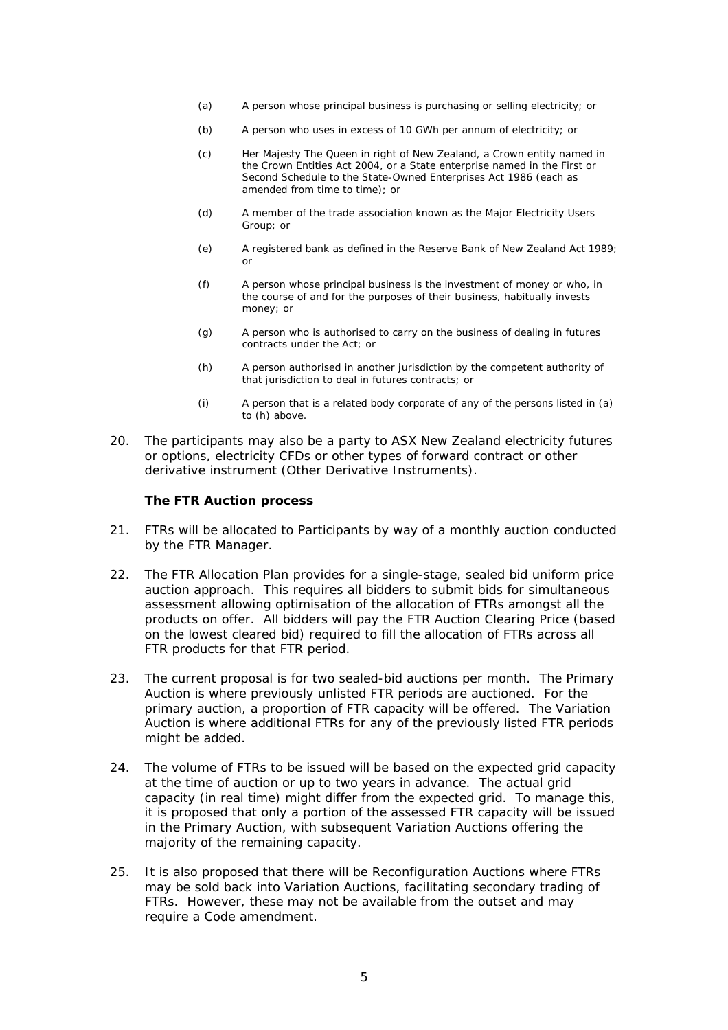(a) A person whose principal business is purchasing or selling electricity; or

(b) A person who uses in excess of 10 GWh per annum of electricity; or

(c) Her Majesty The Queen in right of New Zealand, a Crown entity named in the Crown Entities Act 2004, or a State enterprise named in the First or Second Schedule to the State-Owned Enterprises Act 1986 (each as amended from time to time); or

(d) A member of the trade association known as the Major Electricity Users Group; or

(e) A registered bank as defined in the Reserve Bank of New Zealand Act 1989; or

(f) A person whose principal business is the investment of money or who, in the course of and for the purposes of their business, habitually invests money; or

(g) A person who is authorised to carry on the business of dealing in futures contracts under the Act; or

(h) A person authorised in another jurisdiction by the competent authority of that jurisdiction to deal in futures contracts; or

(i) A person that is a related body corporate of any of the persons listed in (a) to (h) above.

20. The participants may also be a party to ASX New Zealand electricity futures or options, electricity CFDs or other types of forward contract or other derivative instrument (Other Derivative Instruments).

**The FTR Auction process**

21. FTRs will be allocated to Participants by way of a monthly auction conducted by the FTR Manager.

22. The FTR Allocation Plan provides for a single-stage, sealed bid uniform price auction approach. This requires all bidders to submit bids for simultaneous assessment allowing optimisation of the allocation of FTRs amongst all the products on offer. All bidders will pay the FTR Auction Clearing Price (based on the lowest cleared bid) required to fill the allocation of FTRs across all FTR products for that FTR period.

23. The current proposal is for two sealed-bid auctions per month. The Primary Auction is where previously unlisted FTR periods are auctioned. For the primary auction, a proportion of FTR capacity will be offered. The Variation Auction is where additional FTRs for any of the previously listed FTR periods might be added.

24. The volume of FTRs to be issued will be based on the expected grid capacity at the time of auction or up to two years in advance. The actual grid capacity (in real time) might differ from the expected grid. To manage this, it is proposed that only a portion of the assessed FTR capacity will be issued in the Primary Auction, with subsequent Variation Auctions offering the majority of the remaining capacity.

25. It is also proposed that there will be Reconfiguration Auctions where FTRs may be sold back into Variation Auctions, facilitating secondary trading of FTRs. However, these may not be available from the outset and may require a Code amendment.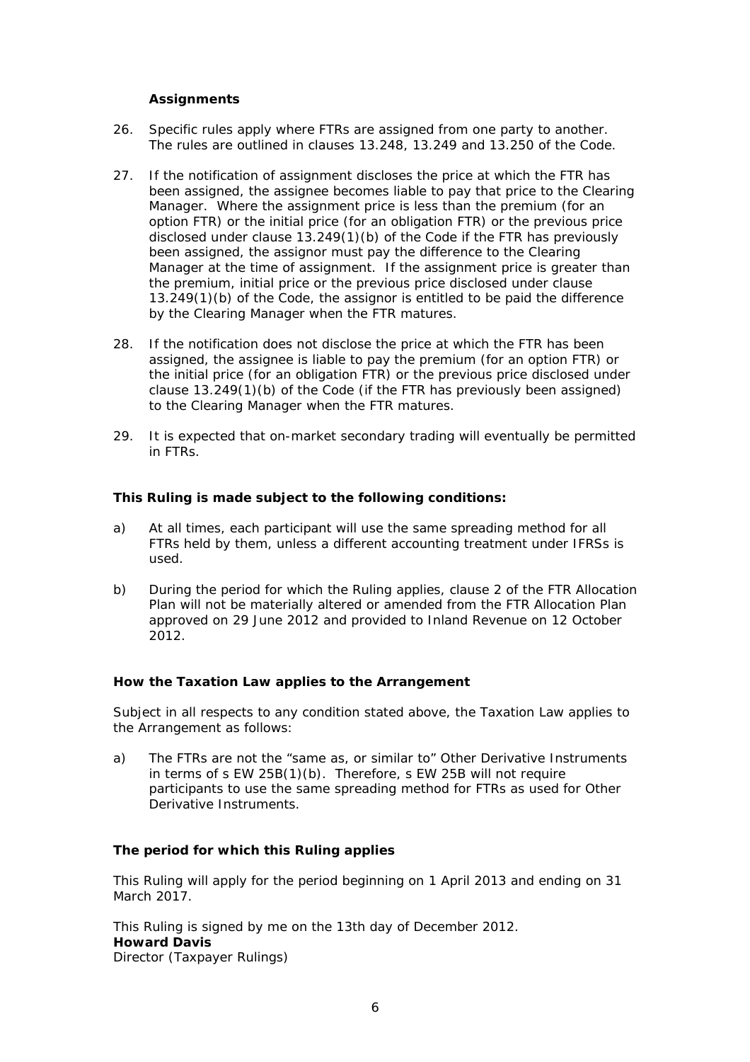### Assignments

26. Specific rules apply where FTRs are assigned from one party to another. The rules are outlined in clauses 13.248, 13.249 and 13.250 of the Code.

27. If the notification of assignment discloses the price at which the FTR has been assigned, the assignee becomes liable to pay that price to the Clearing Manager. Where the assignment price is less than the premium (for an option FTR) or the initial price (for an obligation FTR) or the previous price disclosed under clause 13.249(1)(b) of the Code if the FTR has previously been assigned, the assignor must pay the difference to the Clearing Manager at the time of assignment. If the assignment price is greater than the premium, initial price or the previous price disclosed under clause 13.249(1)(b) of the Code, the assignor is entitled to be paid the difference by the Clearing Manager when the FTR matures.

28. If the notification does not disclose the price at which the FTR has been assigned, the assignee is liable to pay the premium (for an option FTR) or the initial price (for an obligation FTR) or the previous price disclosed under clause 13.249(1)(b) of the Code (if the FTR has previously been assigned) to the Clearing Manager when the FTR matures.

29. It is expected that on-market secondary trading will eventually be permitted in FTRs.

## This Ruling is made subject to the following conditions:

a) At all times, each participant will use the same spreading method for all FTRs held by them, unless a different accounting treatment under IFRSs is used.

b) During the period for which the Ruling applies, clause 2 of the FTR Allocation Plan will not be materially altered or amended from the FTR Allocation Plan approved on 29 June 2012 and provided to Inland Revenue on 12 October 2012.

## How the Taxation Law applies to the Arrangement

Subject in all respects to any condition stated above, the Taxation Law applies to the Arrangement as follows:

a) The FTRs are not the "same as, or similar to" Other Derivative Instruments in terms of s EW 25B(1)(b). Therefore, s EW 25B will not require participants to use the same spreading method for FTRs as used for Other Derivative Instruments.

## The period for which this Ruling applies

This Ruling will apply for the period beginning on 1 April 2013 and ending on 31 March 2017.

This Ruling is signed by me on the 13th day of December 2012.
**Howard Davis**
Director (Taxpayer Rulings)